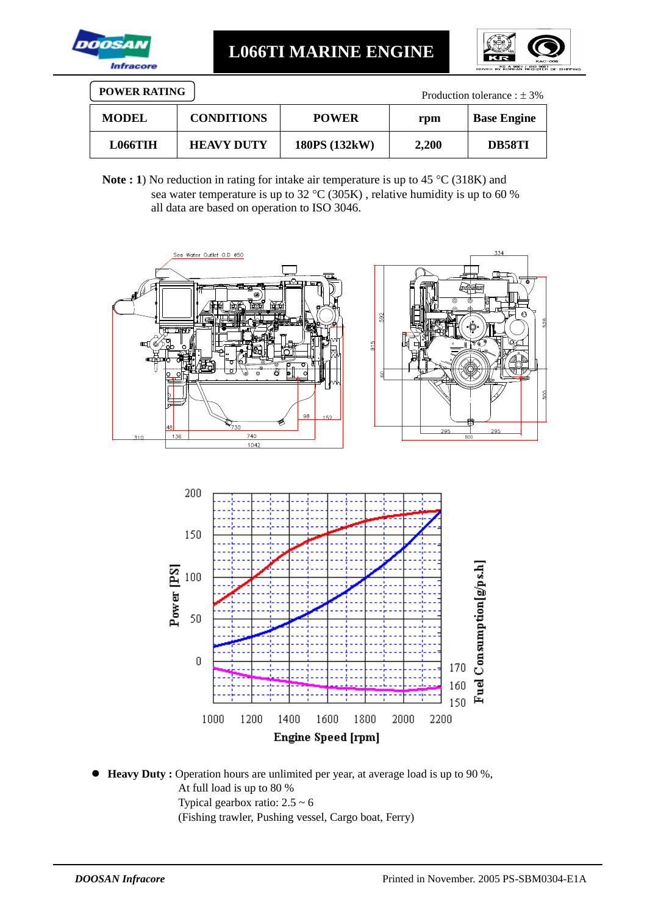# L066TI MARINE ENGINE

**POWER RATING**

Production tolerance : ± 3%

| MODEL | CONDITIONS | POWER | rpm | Base Engine |
|---|---|---|---|---|
| L066TIH | HEAVY DUTY | 180PS (132kW) | 2,200 | DB58TI |

**Note : 1**) No reduction in rating for intake air temperature is up to 45 °C (318K) and sea water temperature is up to 32 °C (305K) , relative humidity is up to 60 % all data are based on operation to ISO 3046.

- **Heavy Duty :** Operation hours are unlimited per year, at average load is up to 90 %,
  At full load is up to 80 %
  Typical gearbox ratio: 2.5 ~ 6
  (Fishing trawler, Pushing vessel, Cargo boat, Ferry)

*DOOSAN Infracore*

Printed in November. 2005 PS-SBM0304-E1A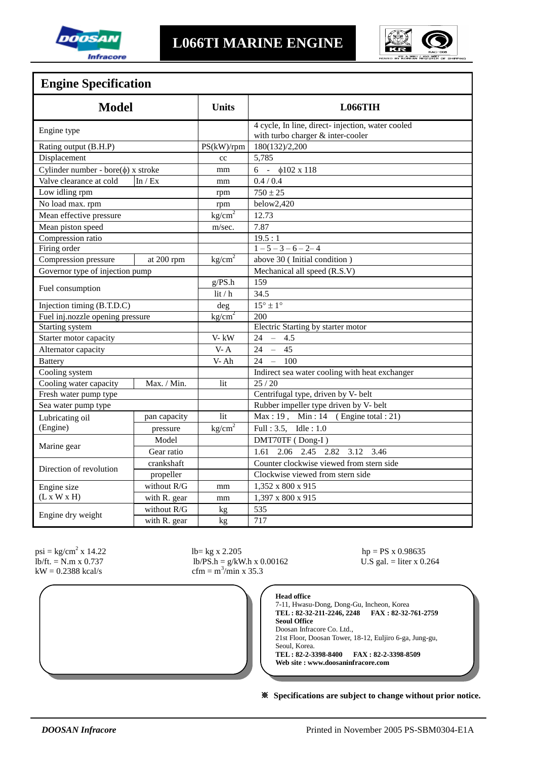# L066TI MARINE ENGINE

## Engine Specification

| Model | | Units | L066TIH |
|---|---|---|---|
| Engine type | | | 4 cycle, In line, direct- injection, water cooled with turbo charger & inter-cooler |
| Rating output (B.H.P) | | PS(kW)/rpm | 180(132)/2,200 |
| Displacement | | cc | 5,785 |
| Cylinder number - bore(ϕ) x stroke | | mm | 6 - ϕ102 x 118 |
| Valve clearance at cold | In / Ex | mm | 0.4 / 0.4 |
| Low idling rpm | | rpm | 750 ± 25 |
| No load max. rpm | | rpm | below2,420 |
| Mean effective pressure | | $kg/cm^2$ | 12.73 |
| Mean piston speed | | m/sec. | 7.87 |
| Compression ratio | | | 19.5 : 1 |
| Firing order | | | 1 – 5 – 3 – 6 – 2 – 4 |
| Compression pressure | at 200 rpm | $kg/cm^2$ | above 30 ( Initial condition ) |
| Governor type of injection pump | | | Mechanical all speed (R.S.V) |
| Fuel consumption | | g/PS.h | 159 |
| | | lit / h | 34.5 |
| Injection timing (B.T.D.C) | | deg | 15° ± 1° |
| Fuel inj.nozzle opening pressure | | $kg/cm^2$ | 200 |
| Starting system | | | Electric Starting by starter motor |
| Starter motor capacity | | V- kW | 24 – 4.5 |
| Alternator capacity | | V- A | 24 – 45 |
| Battery | | V- Ah | 24 – 100 |
| Cooling system | | | Indirect sea water cooling with heat exchanger |
| Cooling water capacity | Max. / Min. | lit | 25 / 20 |
| Fresh water pump type | | | Centrifugal type, driven by V- belt |
| Sea water pump type | | | Rubber impeller type driven by V- belt |
| Lubricating oil (Engine) | pan capacity | lit | Max : 19 , Min : 14 ( Engine total : 21) |
| | pressure | $kg/cm^2$ | Full : 3.5, Idle : 1.0 |
| Marine gear | Model | | DMT70TF ( Dong-I ) |
| | Gear ratio | | 1.61 2.06 2.45 2.82 3.12 3.46 |
| Direction of revolution | crankshaft | | Counter clockwise viewed from stern side |
| | propeller | | Clockwise viewed from stern side |
| Engine size (L x W x H) | without R/G | mm | 1,352 x 800 x 915 |
| | with R. gear | mm | 1,397 x 800 x 915 |
| Engine dry weight | without R/G | kg | 535 |
| | with R. gear | kg | 717 |

psi = $kg/cm^2$ x 14.22
lb/ft. = N.m x 0.737
kW = 0.2388 kcal/s

lb= kg x 2.205
lb/PS.h = g/kW.h x 0.00162
cfm = $m^3$/min x 35.3

hp = PS x 0.98635
U.S gal. = liter x 0.264

**Head office**
7-11, Hwasu-Dong, Dong-Gu, Incheon, Korea
**TEL : 82-32-211-2246, 2248 FAX : 82-32-761-2759**
**Seoul Office**
Doosan Infracore Co. Ltd.,
21st Floor, Doosan Tower, 18-12, Euljiro 6-ga, Jung-gu, Seoul, Korea.
**TEL : 82-2-3398-8400 FAX : 82-2-3398-8509**
**Web site : www.doosaninfracore.com**

**※ Specifications are subject to change without prior notice.**

*DOOSAN Infracore* Printed in November 2005 PS-SBM0304-E1A